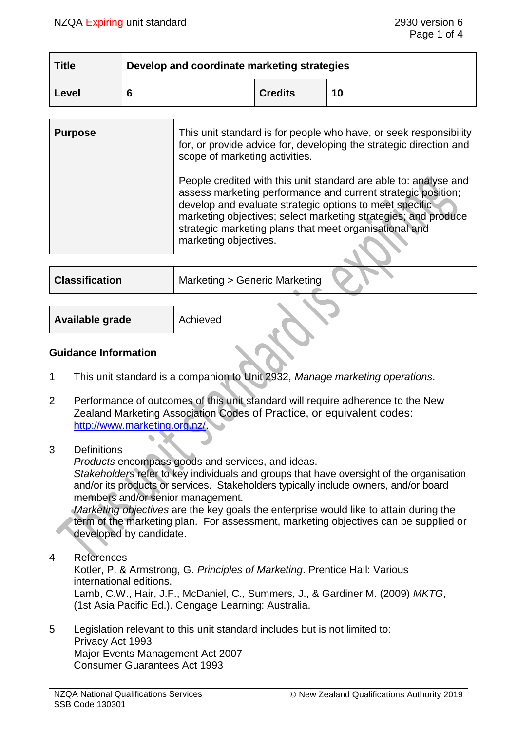| Title | Develop and coordinate marketing strategies | | |
|---|---|---|---|
| Level | 6 | Credits | 10 |

| Purpose | This unit standard is for people who have, or seek responsibility for, or provide advice for, developing the strategic direction and scope of marketing activities.<br><br>People credited with this unit standard are able to: analyse and assess marketing performance and current strategic position; develop and evaluate strategic options to meet specific marketing objectives; select marketing strategies; and produce strategic marketing plans that meet organisational and marketing objectives. |
|---|---|

| Classification | Marketing > Generic Marketing |
|---|---|

| Available grade | Achieved |
|---|---|

## Guidance Information

1. This unit standard is a companion to Unit 2932, *Manage marketing operations*.

2. Performance of outcomes of this unit standard will require adherence to the New Zealand Marketing Association Codes of Practice, or equivalent codes: http://www.marketing.org.nz/.

3. Definitions
   *Products* encompass goods and services, and ideas.
   *Stakeholders* refer to key individuals and groups that have oversight of the organisation and/or its products or services. Stakeholders typically include owners, and/or board members and/or senior management.
   *Marketing objectives* are the key goals the enterprise would like to attain during the term of the marketing plan. For assessment, marketing objectives can be supplied or developed by candidate.

4. References
   Kotler, P. & Armstrong, G. *Principles of Marketing*. Prentice Hall: Various international editions.
   Lamb, C.W., Hair, J.F., McDaniel, C., Summers, J., & Gardiner M. (2009) *MKTG*, (1st Asia Pacific Ed.). Cengage Learning: Australia.

5. Legislation relevant to this unit standard includes but is not limited to:
   Privacy Act 1993
   Major Events Management Act 2007
   Consumer Guarantees Act 1993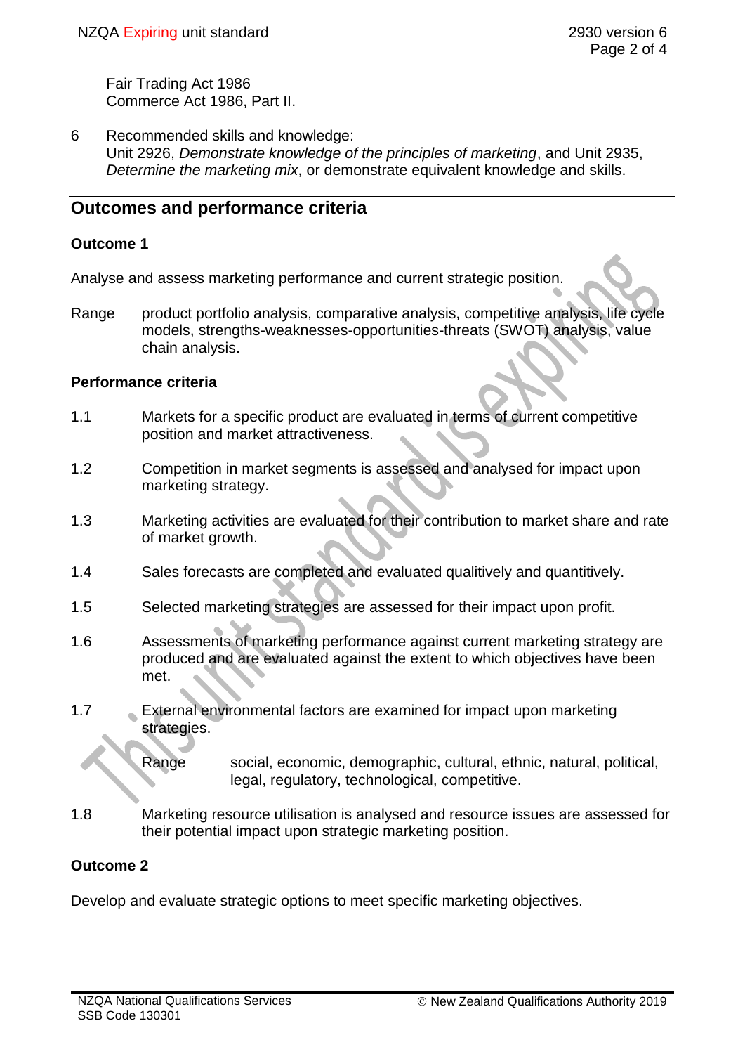Fair Trading Act 1986
Commerce Act 1986, Part II.

6 Recommended skills and knowledge:
Unit 2926, *Demonstrate knowledge of the principles of marketing*, and Unit 2935, *Determine the marketing mix*, or demonstrate equivalent knowledge and skills.

## Outcomes and performance criteria

### Outcome 1

Analyse and assess marketing performance and current strategic position.

Range product portfolio analysis, comparative analysis, competitive analysis, life cycle models, strengths-weaknesses-opportunities-threats (SWOT) analysis, value chain analysis.

### Performance criteria

1.1 Markets for a specific product are evaluated in terms of current competitive position and market attractiveness.

1.2 Competition in market segments is assessed and analysed for impact upon marketing strategy.

1.3 Marketing activities are evaluated for their contribution to market share and rate of market growth.

1.4 Sales forecasts are completed and evaluated qualitively and quantitively.

1.5 Selected marketing strategies are assessed for their impact upon profit.

1.6 Assessments of marketing performance against current marketing strategy are produced and are evaluated against the extent to which objectives have been met.

1.7 External environmental factors are examined for impact upon marketing strategies.

Range social, economic, demographic, cultural, ethnic, natural, political, legal, regulatory, technological, competitive.

1.8 Marketing resource utilisation is analysed and resource issues are assessed for their potential impact upon strategic marketing position.

### Outcome 2

Develop and evaluate strategic options to meet specific marketing objectives.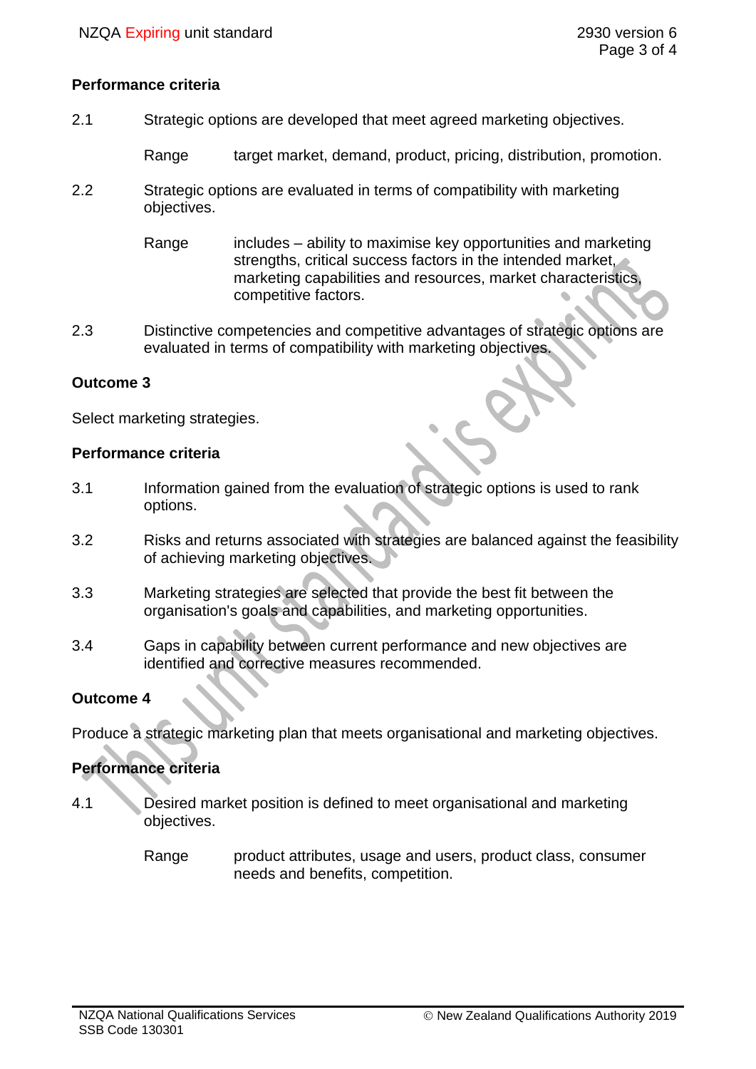## Performance criteria

2.1 Strategic options are developed that meet agreed marketing objectives.

Range target market, demand, product, pricing, distribution, promotion.

2.2 Strategic options are evaluated in terms of compatibility with marketing objectives.

Range includes – ability to maximise key opportunities and marketing strengths, critical success factors in the intended market, marketing capabilities and resources, market characteristics, competitive factors.

2.3 Distinctive competencies and competitive advantages of strategic options are evaluated in terms of compatibility with marketing objectives.

## Outcome 3

Select marketing strategies.

## Performance criteria

3.1 Information gained from the evaluation of strategic options is used to rank options.

3.2 Risks and returns associated with strategies are balanced against the feasibility of achieving marketing objectives.

3.3 Marketing strategies are selected that provide the best fit between the organisation's goals and capabilities, and marketing opportunities.

3.4 Gaps in capability between current performance and new objectives are identified and corrective measures recommended.

## Outcome 4

Produce a strategic marketing plan that meets organisational and marketing objectives.

## Performance criteria

4.1 Desired market position is defined to meet organisational and marketing objectives.

Range product attributes, usage and users, product class, consumer needs and benefits, competition.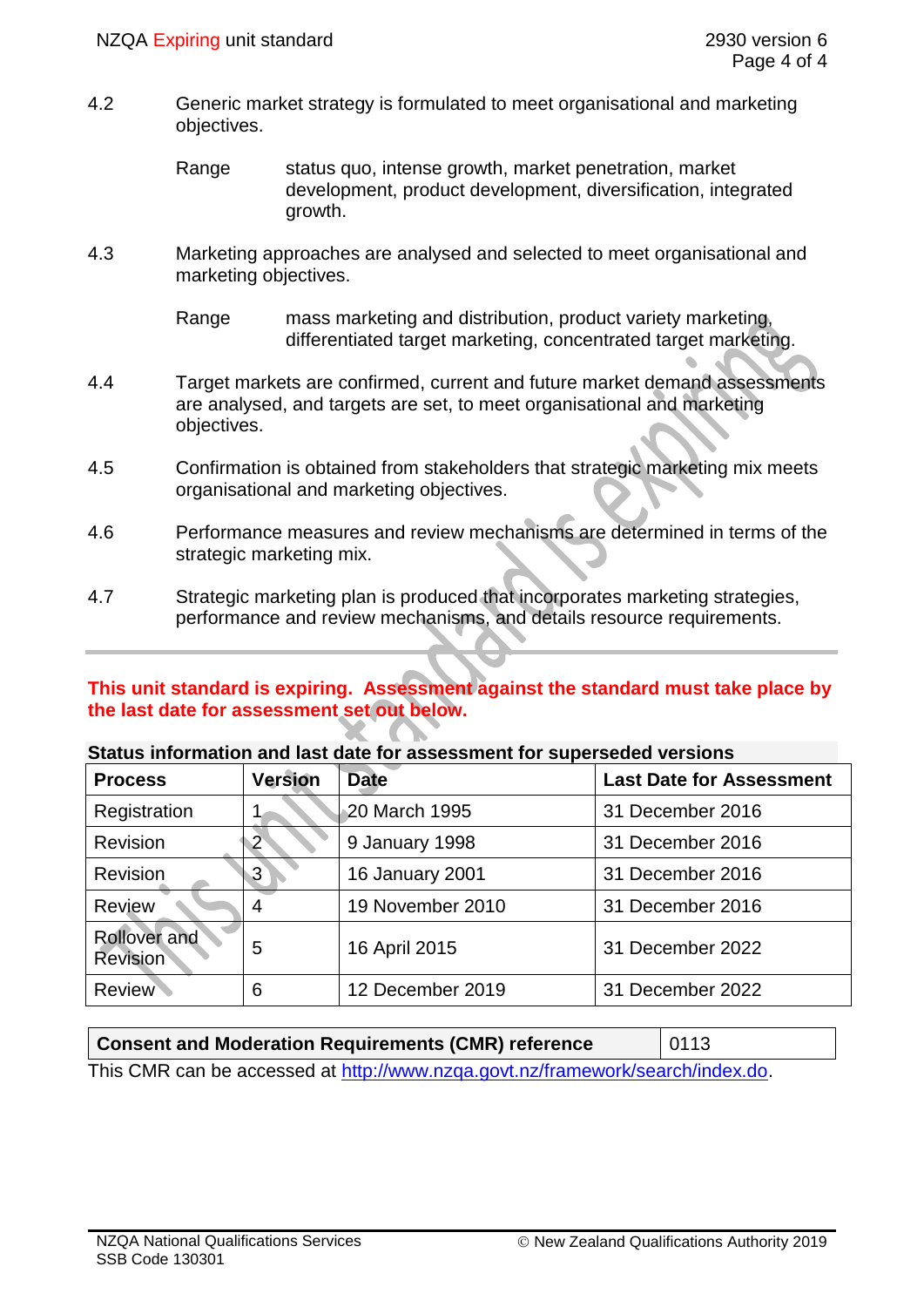4.2 Generic market strategy is formulated to meet organisational and marketing objectives.

Range status quo, intense growth, market penetration, market development, product development, diversification, integrated growth.

4.3 Marketing approaches are analysed and selected to meet organisational and marketing objectives.

Range mass marketing and distribution, product variety marketing, differentiated target marketing, concentrated target marketing.

4.4 Target markets are confirmed, current and future market demand assessments are analysed, and targets are set, to meet organisational and marketing objectives.

4.5 Confirmation is obtained from stakeholders that strategic marketing mix meets organisational and marketing objectives.

4.6 Performance measures and review mechanisms are determined in terms of the strategic marketing mix.

4.7 Strategic marketing plan is produced that incorporates marketing strategies, performance and review mechanisms, and details resource requirements.

---

**This unit standard is expiring. Assessment against the standard must take place by the last date for assessment set out below.**

**Status information and last date for assessment for superseded versions**

| Process | Version | Date | Last Date for Assessment |
|---|---|---|---|
| Registration | 1 | 20 March 1995 | 31 December 2016 |
| Revision | 2 | 9 January 1998 | 31 December 2016 |
| Revision | 3 | 16 January 2001 | 31 December 2016 |
| Review | 4 | 19 November 2010 | 31 December 2016 |
| Rollover and Revision | 5 | 16 April 2015 | 31 December 2022 |
| Review | 6 | 12 December 2019 | 31 December 2022 |

| Consent and Moderation Requirements (CMR) reference | 0113 |
|---|---|

This CMR can be accessed at http://www.nzqa.govt.nz/framework/search/index.do.